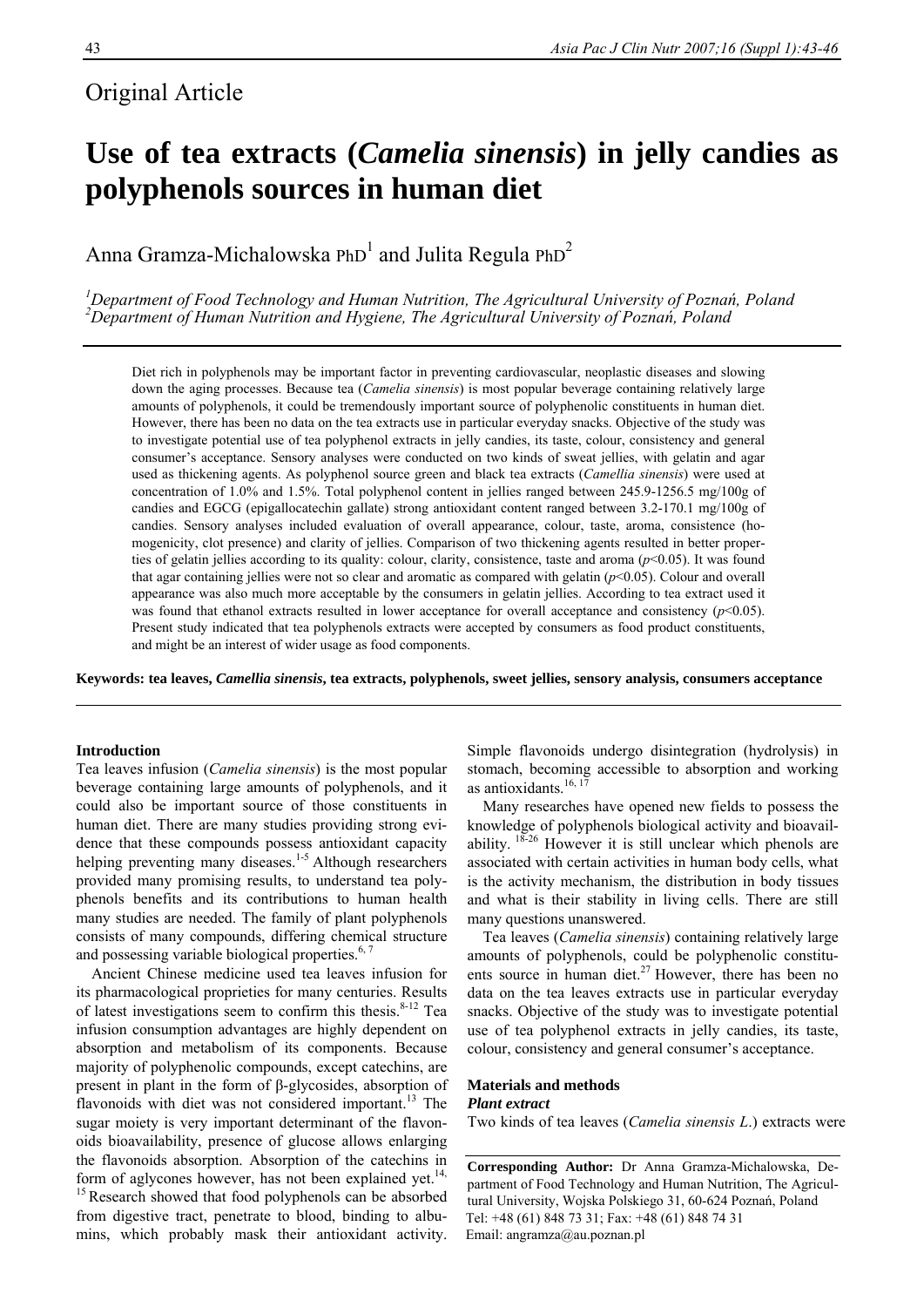Original Article

# Use of tea extracts (*Camelia sinensis*) in jelly candies as polyphenols sources in human diet

Anna Gramza-Michalowska PhD[1] and Julita Regula PhD[2]

[1]*Department of Food Technology and Human Nutrition, The Agricultural University of Poznań, Poland*
[2]*Department of Human Nutrition and Hygiene, The Agricultural University of Poznań, Poland*

Diet rich in polyphenols may be important factor in preventing cardiovascular, neoplastic diseases and slowing down the aging processes. Because tea (*Camelia sinensis*) is most popular beverage containing relatively large amounts of polyphenols, it could be tremendously important source of polyphenolic constituents in human diet. However, there has been no data on the tea extracts use in particular everyday snacks. Objective of the study was to investigate potential use of tea polyphenol extracts in jelly candies, its taste, colour, consistency and general consumer's acceptance. Sensory analyses were conducted on two kinds of sweat jellies, with gelatin and agar used as thickening agents. As polyphenol source green and black tea extracts (*Camellia sinensis*) were used at concentration of 1.0% and 1.5%. Total polyphenol content in jellies ranged between 245.9-1256.5 mg/100g of candies and EGCG (epigallocatechin gallate) strong antioxidant content ranged between 3.2-170.1 mg/100g of candies. Sensory analyses included evaluation of overall appearance, colour, taste, aroma, consistence (homogenicity, clot presence) and clarity of jellies. Comparison of two thickening agents resulted in better properties of gelatin jellies according to its quality: colour, clarity, consistence, taste and aroma ($p<0.05$). It was found that agar containing jellies were not so clear and aromatic as compared with gelatin ($p<0.05$). Colour and overall appearance was also much more acceptable by the consumers in gelatin jellies. According to tea extract used it was found that ethanol extracts resulted in lower acceptance for overall acceptance and consistency ($p<0.05$). Present study indicated that tea polyphenols extracts were accepted by consumers as food product constituents, and might be an interest of wider usage as food components.

**Keywords: tea leaves, *Camellia sinensis*, tea extracts, polyphenols, sweet jellies, sensory analysis, consumers acceptance**

## Introduction

Tea leaves infusion (*Camelia sinensis*) is the most popular beverage containing large amounts of polyphenols, and it could also be important source of those constituents in human diet. There are many studies providing strong evidence that these compounds possess antioxidant capacity helping preventing many diseases.[1-5] Although researchers provided many promising results, to understand tea polyphenols benefits and its contributions to human health many studies are needed. The family of plant polyphenols consists of many compounds, differing chemical structure and possessing variable biological properties.[6,7]

Ancient Chinese medicine used tea leaves infusion for its pharmacological proprieties for many centuries. Results of latest investigations seem to confirm this thesis.[8-12] Tea infusion consumption advantages are highly dependent on absorption and metabolism of its components. Because majority of polyphenolic compounds, except catechins, are present in plant in the form of β-glycosides, absorption of flavonoids with diet was not considered important.[13] The sugar moiety is very important determinant of the flavonoids bioavailability, presence of glucose allows enlarging the flavonoids absorption. Absorption of the catechins in form of aglycones however, has not been explained yet.[14,15] Research showed that food polyphenols can be absorbed from digestive tract, penetrate to blood, binding to albumins, which probably mask their antioxidant activity. Simple flavonoids undergo disintegration (hydrolysis) in stomach, becoming accessible to absorption and working as antioxidants.[16,17]

Many researches have opened new fields to possess the knowledge of polyphenols biological activity and bioavailability.[18-26] However it is still unclear which phenols are associated with certain activities in human body cells, what is the activity mechanism, the distribution in body tissues and what is their stability in living cells. There are still many questions unanswered.

Tea leaves (*Camelia sinensis*) containing relatively large amounts of polyphenols, could be polyphenolic constituents source in human diet.[27] However, there has been no data on the tea leaves extracts use in particular everyday snacks. Objective of the study was to investigate potential use of tea polyphenol extracts in jelly candies, its taste, colour, consistency and general consumer's acceptance.

## Materials and methods

### *Plant extract*

Two kinds of tea leaves (*Camelia sinensis L.*) extracts were

**Corresponding Author:** Dr Anna Gramza-Michalowska, Department of Food Technology and Human Nutrition, The Agricultural University, Wojska Polskiego 31, 60-624 Poznań, Poland
Tel: +48 (61) 848 73 31; Fax: +48 (61) 848 74 31
Email: angramza@au.poznan.pl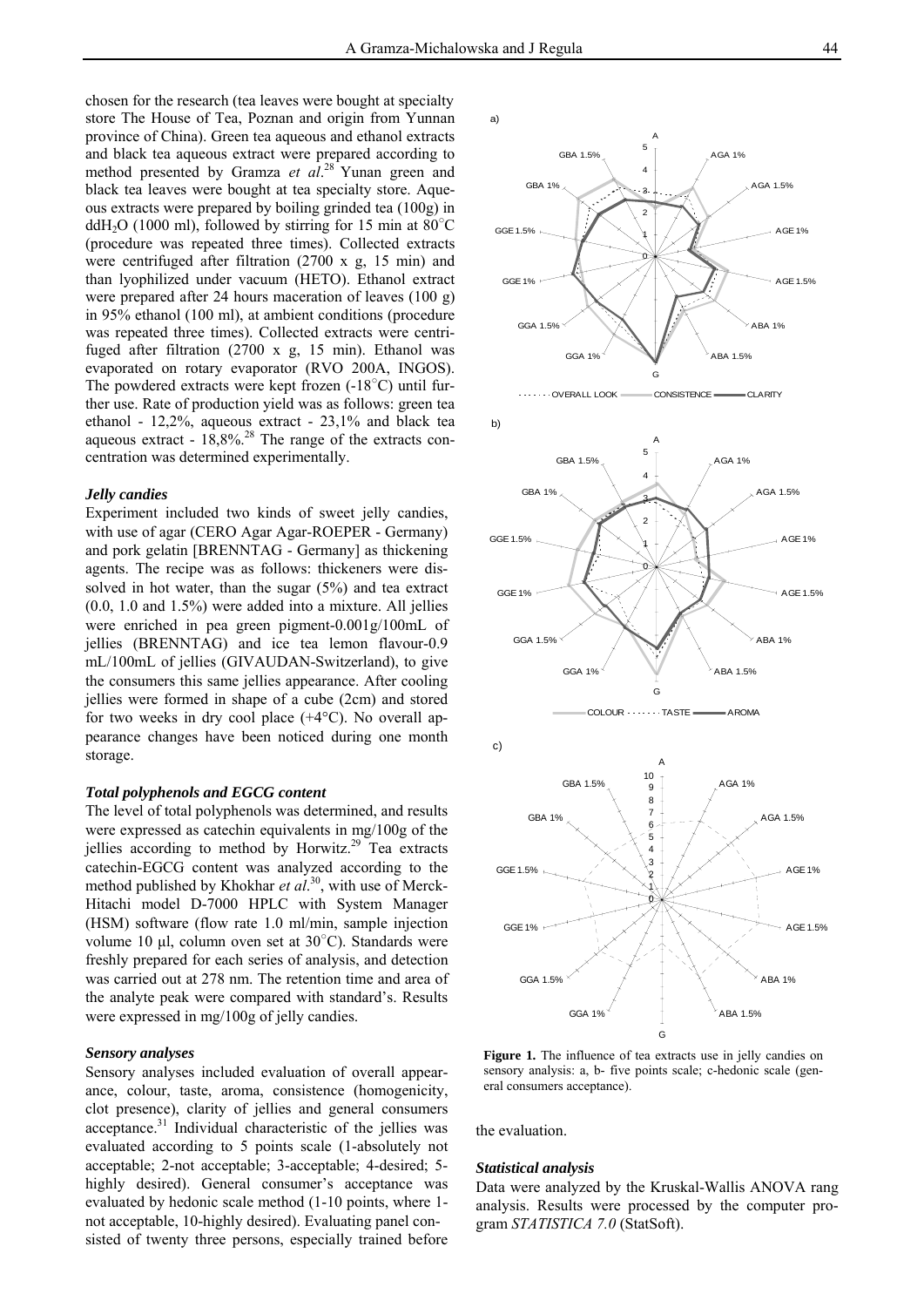chosen for the research (tea leaves were bought at specialty store The House of Tea, Poznan and origin from Yunnan province of China). Green tea aqueous and ethanol extracts and black tea aqueous extract were prepared according to method presented by Gramza *et al*.[28] Yunan green and black tea leaves were bought at tea specialty store. Aqueous extracts were prepared by boiling grinded tea (100g) in $ddH_2O$ (1000 ml), followed by stirring for 15 min at 80°C (procedure was repeated three times). Collected extracts were centrifuged after filtration (2700 x g, 15 min) and than lyophilized under vacuum (HETO). Ethanol extract were prepared after 24 hours maceration of leaves (100 g) in 95% ethanol (100 ml), at ambient conditions (procedure was repeated three times). Collected extracts were centrifuged after filtration (2700 x g, 15 min). Ethanol was evaporated on rotary evaporator (RVO 200A, INGOS). The powdered extracts were kept frozen (-18°C) until further use. Rate of production yield was as follows: green tea ethanol - 12,2%, aqueous extract - 23,1% and black tea aqueous extract - 18,8%.[28] The range of the extracts concentration was determined experimentally.

### *Jelly candies*

Experiment included two kinds of sweet jelly candies, with use of agar (CERO Agar Agar-ROEPER - Germany) and pork gelatin [BRENNTAG - Germany] as thickening agents. The recipe was as follows: thickeners were dissolved in hot water, than the sugar (5%) and tea extract (0.0, 1.0 and 1.5%) were added into a mixture. All jellies were enriched in pea green pigment-0.001g/100mL of jellies (BRENNTAG) and ice tea lemon flavour-0.9 mL/100mL of jellies (GIVAUDAN-Switzerland), to give the consumers this same jellies appearance. After cooling jellies were formed in shape of a cube (2cm) and stored for two weeks in dry cool place (+4°C). No overall appearance changes have been noticed during one month storage.

### *Total polyphenols and EGCG content*

The level of total polyphenols was determined, and results were expressed as catechin equivalents in mg/100g of the jellies according to method by Horwitz.[29] Tea extracts catechin-EGCG content was analyzed according to the method published by Khokhar *et al*.[30], with use of Merck-Hitachi model D-7000 HPLC with System Manager (HSM) software (flow rate 1.0 ml/min, sample injection volume 10 µl, column oven set at 30°C). Standards were freshly prepared for each series of analysis, and detection was carried out at 278 nm. The retention time and area of the analyte peak were compared with standard's. Results were expressed in mg/100g of jelly candies.

### *Sensory analyses*

Sensory analyses included evaluation of overall appearance, colour, taste, aroma, consistence (homogenicity, clot presence), clarity of jellies and general consumers acceptance.[31] Individual characteristic of the jellies was evaluated according to 5 points scale (1-absolutely not acceptable; 2-not acceptable; 3-acceptable; 4-desired; 5-highly desired). General consumer's acceptance was evaluated by hedonic scale method (1-10 points, where 1-not acceptable, 10-highly desired). Evaluating panel consisted of twenty three persons, especially trained before the evaluation.

**Figure 1.** The influence of tea extracts use in jelly candies on sensory analysis: a, b- five points scale; c-hedonic scale (general consumers acceptance).

### *Statistical analysis*

Data were analyzed by the Kruskal-Wallis ANOVA rang analysis. Results were processed by the computer program *STATISTICA 7.0* (StatSoft).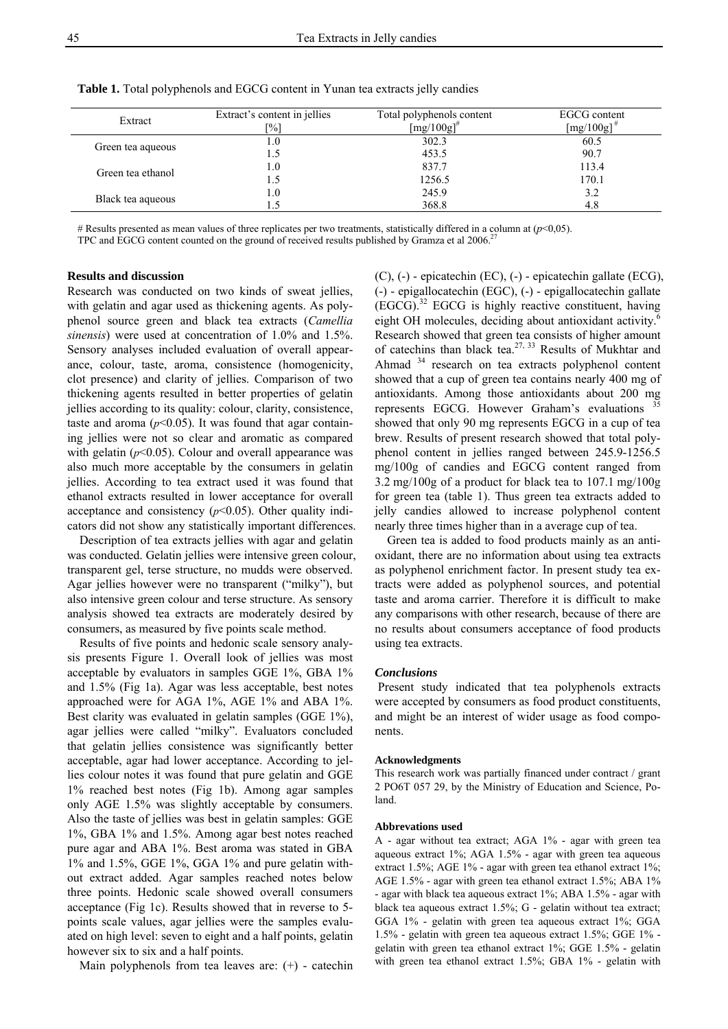**Table 1.** Total polyphenols and EGCG content in Yunan tea extracts jelly candies

| Extract | Extract's content in jellies [%] | Total polyphenols content [mg/100g][#] | EGCG content [mg/100g][#] |
|---|---|---|---|
| Green tea aqueous | 1.0 | 302.3 | 60.5 |
| | 1.5 | 453.5 | 90.7 |
| Green tea ethanol | 1.0 | 837.7 | 113.4 |
| | 1.5 | 1256.5 | 170.1 |
| Black tea aqueous | 1.0 | 245.9 | 3.2 |
| | 1.5 | 368.8 | 4.8 |

# Results presented as mean values of three replicates per two treatments, statistically differed in a column at ($p$<0,05).
TPC and EGCG content counted on the ground of received results published by Gramza et al 2006.[27]

### Results and discussion

Research was conducted on two kinds of sweat jellies, with gelatin and agar used as thickening agents. As polyphenol source green and black tea extracts (*Camellia sinensis*) were used at concentration of 1.0% and 1.5%. Sensory analyses included evaluation of overall appearance, colour, taste, aroma, consistence (homogenicity, clot presence) and clarity of jellies. Comparison of two thickening agents resulted in better properties of gelatin jellies according to its quality: colour, clarity, consistence, taste and aroma ($p$<0.05). It was found that agar containing jellies were not so clear and aromatic as compared with gelatin ($p$<0.05). Colour and overall appearance was also much more acceptable by the consumers in gelatin jellies. According to tea extract used it was found that ethanol extracts resulted in lower acceptance for overall acceptance and consistency ($p$<0.05). Other quality indicators did not show any statistically important differences.

Description of tea extracts jellies with agar and gelatin was conducted. Gelatin jellies were intensive green colour, transparent gel, terse structure, no mudds were observed. Agar jellies however were no transparent ("milky"), but also intensive green colour and terse structure. As sensory analysis showed tea extracts are moderately desired by consumers, as measured by five points scale method.

Results of five points and hedonic scale sensory analysis presents Figure 1. Overall look of jellies was most acceptable by evaluators in samples GGE 1%, GBA 1% and 1.5% (Fig 1a). Agar was less acceptable, best notes approached were for AGA 1%, AGE 1% and ABA 1%. Best clarity was evaluated in gelatin samples (GGE 1%), agar jellies were called "milky". Evaluators concluded that gelatin jellies consistence was significantly better acceptable, agar had lower acceptance. According to jellies colour notes it was found that pure gelatin and GGE 1% reached best notes (Fig 1b). Among agar samples only AGE 1.5% was slightly acceptable by consumers. Also the taste of jellies was best in gelatin samples: GGE 1%, GBA 1% and 1.5%. Among agar best notes reached pure agar and ABA 1%. Best aroma was stated in GBA 1% and 1.5%, GGE 1%, GGA 1% and pure gelatin without extract added. Agar samples reached notes below three points. Hedonic scale showed overall consumers acceptance (Fig 1c). Results showed that in reverse to 5-points scale values, agar jellies were the samples evaluated on high level: seven to eight and a half points, gelatin however six to six and a half points.

Main polyphenols from tea leaves are: (+) - catechin (C), (-) - epicatechin (EC), (-) - epicatechin gallate (ECG), (-) - epigallocatechin (EGC), (-) - epigallocatechin gallate (EGCG).[32] EGCG is highly reactive constituent, having eight OH molecules, deciding about antioxidant activity.[6] Research showed that green tea consists of higher amount of catechins than black tea.[27, 33] Results of Mukhtar and Ahmad [34] research on tea extracts polyphenol content showed that a cup of green tea contains nearly 400 mg of antioxidants. Among those antioxidants about 200 mg represents EGCG. However Graham's evaluations [35] showed that only 90 mg represents EGCG in a cup of tea brew. Results of present research showed that total polyphenol content in jellies ranged between 245.9-1256.5 mg/100g of candies and EGCG content ranged from 3.2 mg/100g of a product for black tea to 107.1 mg/100g for green tea (table 1). Thus green tea extracts added to jelly candies allowed to increase polyphenol content nearly three times higher than in a average cup of tea.

Green tea is added to food products mainly as an antioxidant, there are no information about using tea extracts as polyphenol enrichment factor. In present study tea extracts were added as polyphenol sources, and potential taste and aroma carrier. Therefore it is difficult to make any comparisons with other research, because of there are no results about consumers acceptance of food products using tea extracts.

### *Conclusions*

Present study indicated that tea polyphenols extracts were accepted by consumers as food product constituents, and might be an interest of wider usage as food components.

#### Acknowledgments

This research work was partially financed under contract / grant 2 PO6T 057 29, by the Ministry of Education and Science, Poland.

#### Abbrevations used

A - agar without tea extract; AGA 1% - agar with green tea aqueous extract 1%; AGA 1.5% - agar with green tea aqueous extract 1.5%; AGE 1% - agar with green tea ethanol extract 1%; AGE 1.5% - agar with green tea ethanol extract 1.5%; ABA 1% - agar with black tea aqueous extract 1%; ABA 1.5% - agar with black tea aqueous extract 1.5%; G - gelatin without tea extract; GGA 1% - gelatin with green tea aqueous extract 1%; GGA 1.5% - gelatin with green tea aqueous extract 1.5%; GGE 1% - gelatin with green tea ethanol extract 1%; GGE 1.5% - gelatin with green tea ethanol extract 1.5%; GBA 1% - gelatin with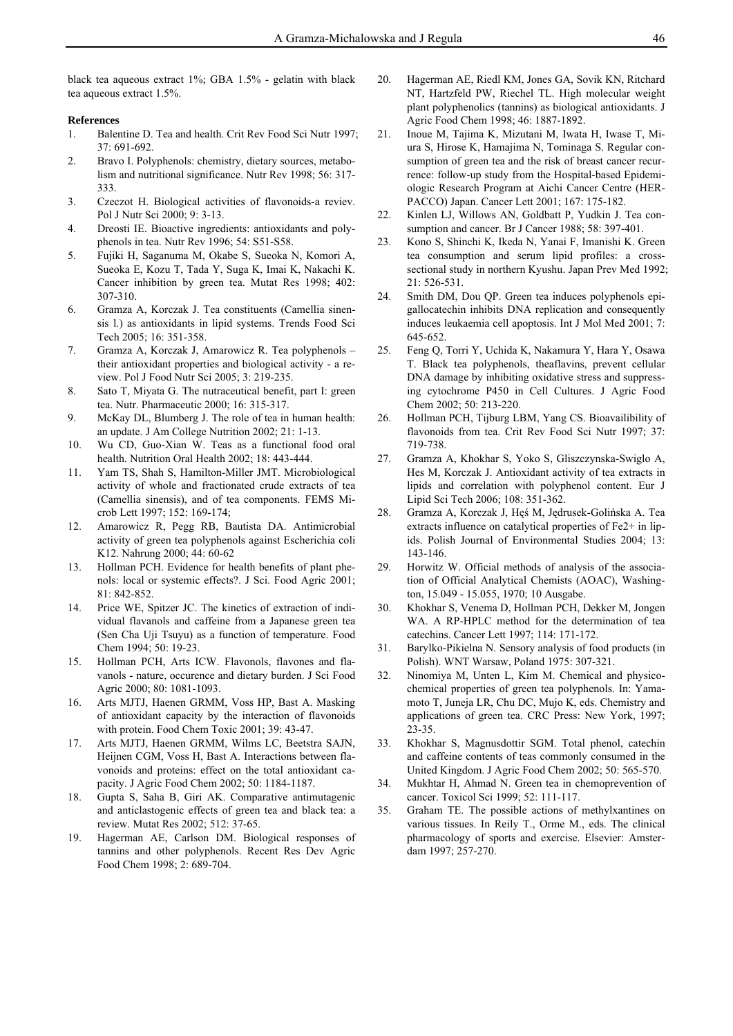black tea aqueous extract 1%; GBA 1.5% - gelatin with black tea aqueous extract 1.5%.

**References**

1. Balentine D. Tea and health. Crit Rev Food Sci Nutr 1997; 37: 691-692.
2. Bravo I. Polyphenols: chemistry, dietary sources, metabolism and nutritional significance. Nutr Rev 1998; 56: 317-333.
3. Czeczot H. Biological activities of flavonoids-a reviev. Pol J Nutr Sci 2000; 9: 3-13.
4. Dreosti IE. Bioactive ingredients: antioxidants and polyphenols in tea. Nutr Rev 1996; 54: S51-S58.
5. Fujiki H, Saganuma M, Okabe S, Sueoka N, Komori A, Sueoka E, Kozu T, Tada Y, Suga K, Imai K, Nakachi K. Cancer inhibition by green tea. Mutat Res 1998; 402: 307-310.
6. Gramza A, Korczak J. Tea constituents (Camellia sinensis l.) as antioxidants in lipid systems. Trends Food Sci Tech 2005; 16: 351-358.
7. Gramza A, Korczak J, Amarowicz R. Tea polyphenols – their antioxidant properties and biological activity - a review. Pol J Food Nutr Sci 2005; 3: 219-235.
8. Sato T, Miyata G. The nutraceutical benefit, part I: green tea. Nutr. Pharmaceutic 2000; 16: 315-317.
9. McKay DL, Blumberg J. The role of tea in human health: an update. J Am College Nutrition 2002; 21: 1-13.
10. Wu CD, Guo-Xian W. Teas as a functional food oral health. Nutrition Oral Health 2002; 18: 443-444.
11. Yam TS, Shah S, Hamilton-Miller JMT. Microbiological activity of whole and fractionated crude extracts of tea (Camellia sinensis), and of tea components. FEMS Microb Lett 1997; 152: 169-174;
12. Amarowicz R, Pegg RB, Bautista DA. Antimicrobial activity of green tea polyphenols against Escherichia coli K12. Nahrung 2000; 44: 60-62
13. Hollman PCH. Evidence for health benefits of plant phenols: local or systemic effects?. J Sci. Food Agric 2001; 81: 842-852.
14. Price WE, Spitzer JC. The kinetics of extraction of individual flavanols and caffeine from a Japanese green tea (Sen Cha Uji Tsuyu) as a function of temperature. Food Chem 1994; 50: 19-23.
15. Hollman PCH, Arts ICW. Flavonols, flavones and flavanols - nature, occurence and dietary burden. J Sci Food Agric 2000; 80: 1081-1093.
16. Arts MJTJ, Haenen GRMM, Voss HP, Bast A. Masking of antioxidant capacity by the interaction of flavonoids with protein. Food Chem Toxic 2001; 39: 43-47.
17. Arts MJTJ, Haenen GRMM, Wilms LC, Beetstra SAJN, Heijnen CGM, Voss H, Bast A. Interactions between flavonoids and proteins: effect on the total antioxidant capacity. J Agric Food Chem 2002; 50: 1184-1187.
18. Gupta S, Saha B, Giri AK. Comparative antimutagenic and anticlastogenic effects of green tea and black tea: a review. Mutat Res 2002; 512: 37-65.
19. Hagerman AE, Carlson DM. Biological responses of tannins and other polyphenols. Recent Res Dev Agric Food Chem 1998; 2: 689-704.
20. Hagerman AE, Riedl KM, Jones GA, Sovik KN, Ritchard NT, Hartzfeld PW, Riechel TL. High molecular weight plant polyphenolics (tannins) as biological antioxidants. J Agric Food Chem 1998; 46: 1887-1892.
21. Inoue M, Tajima K, Mizutani M, Iwata H, Iwase T, Miura S, Hirose K, Hamajima N, Tominaga S. Regular consumption of green tea and the risk of breast cancer recurrence: follow-up study from the Hospital-based Epidemiologic Research Program at Aichi Cancer Centre (HERPACCO) Japan. Cancer Lett 2001; 167: 175-182.
22. Kinlen LJ, Willows AN, Goldbatt P, Yudkin J. Tea consumption and cancer. Br J Cancer 1988; 58: 397-401.
23. Kono S, Shinchi K, Ikeda N, Yanai F, Imanishi K. Green tea consumption and serum lipid profiles: a cross-sectional study in northern Kyushu. Japan Prev Med 1992; 21: 526-531.
24. Smith DM, Dou QP. Green tea induces polyphenols epigallocatechin inhibits DNA replication and consequently induces leukaemia cell apoptosis. Int J Mol Med 2001; 7: 645-652.
25. Feng Q, Torri Y, Uchida K, Nakamura Y, Hara Y, Osawa T. Black tea polyphenols, theaflavins, prevent cellular DNA damage by inhibiting oxidative stress and suppressing cytochrome P450 in Cell Cultures. J Agric Food Chem 2002; 50: 213-220.
26. Hollman PCH, Tijburg LBM, Yang CS. Bioavailibility of flavonoids from tea. Crit Rev Food Sci Nutr 1997; 37: 719-738.
27. Gramza A, Khokhar S, Yoko S, Gliszczynska-Swiglo A, Hes M, Korczak J. Antioxidant activity of tea extracts in lipids and correlation with polyphenol content. Eur J Lipid Sci Tech 2006; 108: 351-362.
28. Gramza A, Korczak J, Hęś M, Jędrusek-Golińska A. Tea extracts influence on catalytical properties of Fe2+ in lipids. Polish Journal of Environmental Studies 2004; 13: 143-146.
29. Horwitz W. Official methods of analysis of the association of Official Analytical Chemists (AOAC), Washington, 15.049 - 15.055, 1970; 10 Ausgabe.
30. Khokhar S, Venema D, Hollman PCH, Dekker M, Jongen WA. A RP-HPLC method for the determination of tea catechins. Cancer Lett 1997; 114: 171-172.
31. Barylko-Pikielna N. Sensory analysis of food products (in Polish). WNT Warsaw, Poland 1975: 307-321.
32. Ninomiya M, Unten L, Kim M. Chemical and physicochemical properties of green tea polyphenols. In: Yamamoto T, Juneja LR, Chu DC, Mujo K, eds. Chemistry and applications of green tea. CRC Press: New York, 1997; 23-35.
33. Khokhar S, Magnusdottir SGM. Total phenol, catechin and caffeine contents of teas commonly consumed in the United Kingdom. J Agric Food Chem 2002; 50: 565-570.
34. Mukhtar H, Ahmad N. Green tea in chemoprevention of cancer. Toxicol Sci 1999; 52: 111-117.
35. Graham TE. The possible actions of methylxantines on various tissues. In Reily T., Orme M., eds. The clinical pharmacology of sports and exercise. Elsevier: Amsterdam 1997; 257-270.